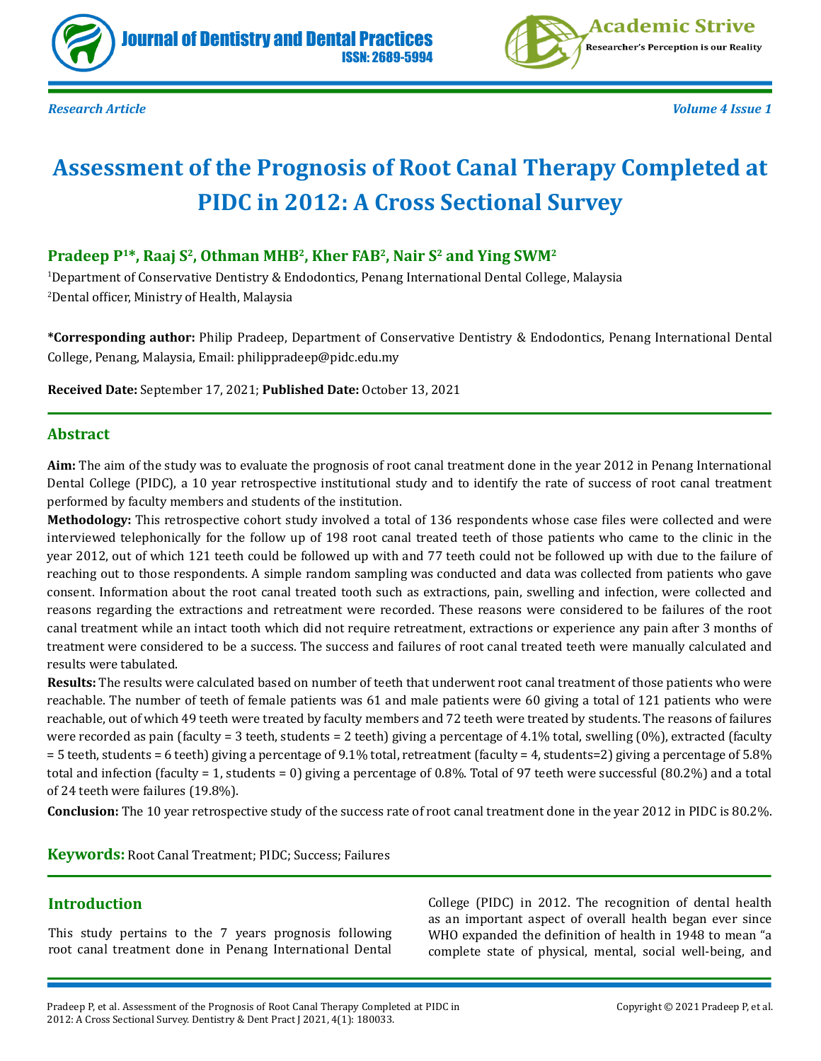*Research Article*

# Assessment of the Prognosis of Root Canal Therapy Completed at PIDC in 2012: A Cross Sectional Survey

**Pradeep P[1]*, Raaj S[2], Othman MHB[2], Kher FAB[2], Nair S[2] and Ying SWM[2]**

[1]Department of Conservative Dentistry & Endodontics, Penang International Dental College, Malaysia

[2]Dental officer, Ministry of Health, Malaysia

**\*Corresponding author:** Philip Pradeep, Department of Conservative Dentistry & Endodontics, Penang International Dental College, Penang, Malaysia, Email: philippradeep@pidc.edu.my

**Received Date:** September 17, 2021; **Published Date:** October 13, 2021

## Abstract

**Aim:** The aim of the study was to evaluate the prognosis of root canal treatment done in the year 2012 in Penang International Dental College (PIDC), a 10 year retrospective institutional study and to identify the rate of success of root canal treatment performed by faculty members and students of the institution.

**Methodology:** This retrospective cohort study involved a total of 136 respondents whose case files were collected and were interviewed telephonically for the follow up of 198 root canal treated teeth of those patients who came to the clinic in the year 2012, out of which 121 teeth could be followed up with and 77 teeth could not be followed up with due to the failure of reaching out to those respondents. A simple random sampling was conducted and data was collected from patients who gave consent. Information about the root canal treated tooth such as extractions, pain, swelling and infection, were collected and reasons regarding the extractions and retreatment were recorded. These reasons were considered to be failures of the root canal treatment while an intact tooth which did not require retreatment, extractions or experience any pain after 3 months of treatment were considered to be a success. The success and failures of root canal treated teeth were manually calculated and results were tabulated.

**Results:** The results were calculated based on number of teeth that underwent root canal treatment of those patients who were reachable. The number of teeth of female patients was 61 and male patients were 60 giving a total of 121 patients who were reachable, out of which 49 teeth were treated by faculty members and 72 teeth were treated by students. The reasons of failures were recorded as pain (faculty = 3 teeth, students = 2 teeth) giving a percentage of 4.1% total, swelling (0%), extracted (faculty = 5 teeth, students = 6 teeth) giving a percentage of 9.1% total, retreatment (faculty = 4, students=2) giving a percentage of 5.8% total and infection (faculty = 1, students = 0) giving a percentage of 0.8%. Total of 97 teeth were successful (80.2%) and a total of 24 teeth were failures (19.8%).

**Conclusion:** The 10 year retrospective study of the success rate of root canal treatment done in the year 2012 in PIDC is 80.2%.

**Keywords:** Root Canal Treatment; PIDC; Success; Failures

## Introduction

This study pertains to the 7 years prognosis following root canal treatment done in Penang International Dental College (PIDC) in 2012. The recognition of dental health as an important aspect of overall health began ever since WHO expanded the definition of health in 1948 to mean "a complete state of physical, mental, social well-being, and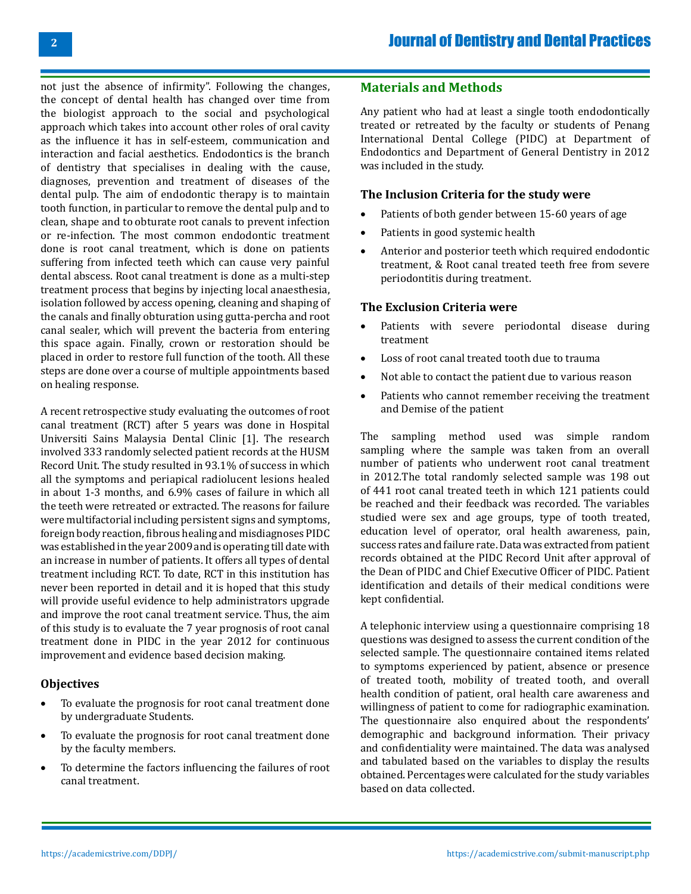not just the absence of infirmity". Following the changes, the concept of dental health has changed over time from the biologist approach to the social and psychological approach which takes into account other roles of oral cavity as the influence it has in self-esteem, communication and interaction and facial aesthetics. Endodontics is the branch of dentistry that specialises in dealing with the cause, diagnoses, prevention and treatment of diseases of the dental pulp. The aim of endodontic therapy is to maintain tooth function, in particular to remove the dental pulp and to clean, shape and to obturate root canals to prevent infection or re-infection. The most common endodontic treatment done is root canal treatment, which is done on patients suffering from infected teeth which can cause very painful dental abscess. Root canal treatment is done as a multi-step treatment process that begins by injecting local anaesthesia, isolation followed by access opening, cleaning and shaping of the canals and finally obturation using gutta-percha and root canal sealer, which will prevent the bacteria from entering this space again. Finally, crown or restoration should be placed in order to restore full function of the tooth. All these steps are done over a course of multiple appointments based on healing response.

A recent retrospective study evaluating the outcomes of root canal treatment (RCT) after 5 years was done in Hospital Universiti Sains Malaysia Dental Clinic [1]. The research involved 333 randomly selected patient records at the HUSM Record Unit. The study resulted in 93.1% of success in which all the symptoms and periapical radiolucent lesions healed in about 1-3 months, and 6.9% cases of failure in which all the teeth were retreated or extracted. The reasons for failure were multifactorial including persistent signs and symptoms, foreign body reaction, fibrous healing and misdiagnoses PIDC was established in the year 2009 and is operating till date with an increase in number of patients. It offers all types of dental treatment including RCT. To date, RCT in this institution has never been reported in detail and it is hoped that this study will provide useful evidence to help administrators upgrade and improve the root canal treatment service. Thus, the aim of this study is to evaluate the 7 year prognosis of root canal treatment done in PIDC in the year 2012 for continuous improvement and evidence based decision making.

### Objectives

- To evaluate the prognosis for root canal treatment done by undergraduate Students.
- To evaluate the prognosis for root canal treatment done by the faculty members.
- To determine the factors influencing the failures of root canal treatment.

## Materials and Methods

Any patient who had at least a single tooth endodontically treated or retreated by the faculty or students of Penang International Dental College (PIDC) at Department of Endodontics and Department of General Dentistry in 2012 was included in the study.

### The Inclusion Criteria for the study were

- Patients of both gender between 15-60 years of age
- Patients in good systemic health
- Anterior and posterior teeth which required endodontic treatment, & Root canal treated teeth free from severe periodontitis during treatment.

### The Exclusion Criteria were

- Patients with severe periodontal disease during treatment
- Loss of root canal treated tooth due to trauma
- Not able to contact the patient due to various reason
- Patients who cannot remember receiving the treatment and Demise of the patient

The sampling method used was simple random sampling where the sample was taken from an overall number of patients who underwent root canal treatment in 2012.The total randomly selected sample was 198 out of 441 root canal treated teeth in which 121 patients could be reached and their feedback was recorded. The variables studied were sex and age groups, type of tooth treated, education level of operator, oral health awareness, pain, success rates and failure rate. Data was extracted from patient records obtained at the PIDC Record Unit after approval of the Dean of PIDC and Chief Executive Officer of PIDC. Patient identification and details of their medical conditions were kept confidential.

A telephonic interview using a questionnaire comprising 18 questions was designed to assess the current condition of the selected sample. The questionnaire contained items related to symptoms experienced by patient, absence or presence of treated tooth, mobility of treated tooth, and overall health condition of patient, oral health care awareness and willingness of patient to come for radiographic examination. The questionnaire also enquired about the respondents' demographic and background information. Their privacy and confidentiality were maintained. The data was analysed and tabulated based on the variables to display the results obtained. Percentages were calculated for the study variables based on data collected.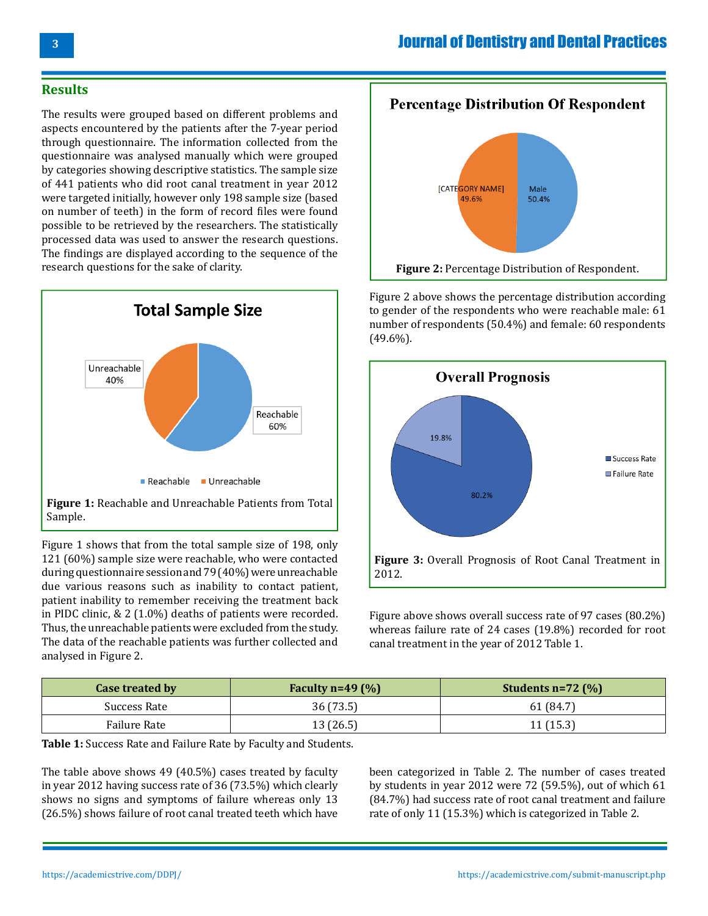## Results

The results were grouped based on different problems and aspects encountered by the patients after the 7-year period through questionnaire. The information collected from the questionnaire was analysed manually which were grouped by categories showing descriptive statistics. The sample size of 441 patients who did root canal treatment in year 2012 were targeted initially, however only 198 sample size (based on number of teeth) in the form of record files were found possible to be retrieved by the researchers. The statistically processed data was used to answer the research questions. The findings are displayed according to the sequence of the research questions for the sake of clarity.

**Figure 1:** Reachable and Unreachable Patients from Total Sample.

Figure 1 shows that from the total sample size of 198, only 121 (60%) sample size were reachable, who were contacted during questionnaire session and 79 (40%) were unreachable due various reasons such as inability to contact patient, patient inability to remember receiving the treatment back in PIDC clinic, & 2 (1.0%) deaths of patients were recorded. Thus, the unreachable patients were excluded from the study. The data of the reachable patients was further collected and analysed in Figure 2.

**Figure 2:** Percentage Distribution of Respondent.

Figure 2 above shows the percentage distribution according to gender of the respondents who were reachable male: 61 number of respondents (50.4%) and female: 60 respondents (49.6%).

**Figure 3:** Overall Prognosis of Root Canal Treatment in 2012.

Figure above shows overall success rate of 97 cases (80.2%) whereas failure rate of 24 cases (19.8%) recorded for root canal treatment in the year of 2012 Table 1.

| Case treated by | Faculty n=49 (%) | Students n=72 (%) |
|---|---|---|
| Success Rate | 36 (73.5) | 61 (84.7) |
| Failure Rate | 13 (26.5) | 11 (15.3) |

**Table 1:** Success Rate and Failure Rate by Faculty and Students.

The table above shows 49 (40.5%) cases treated by faculty in year 2012 having success rate of 36 (73.5%) which clearly shows no signs and symptoms of failure whereas only 13 (26.5%) shows failure of root canal treated teeth which have been categorized in Table 2. The number of cases treated by students in year 2012 were 72 (59.5%), out of which 61 (84.7%) had success rate of root canal treatment and failure rate of only 11 (15.3%) which is categorized in Table 2.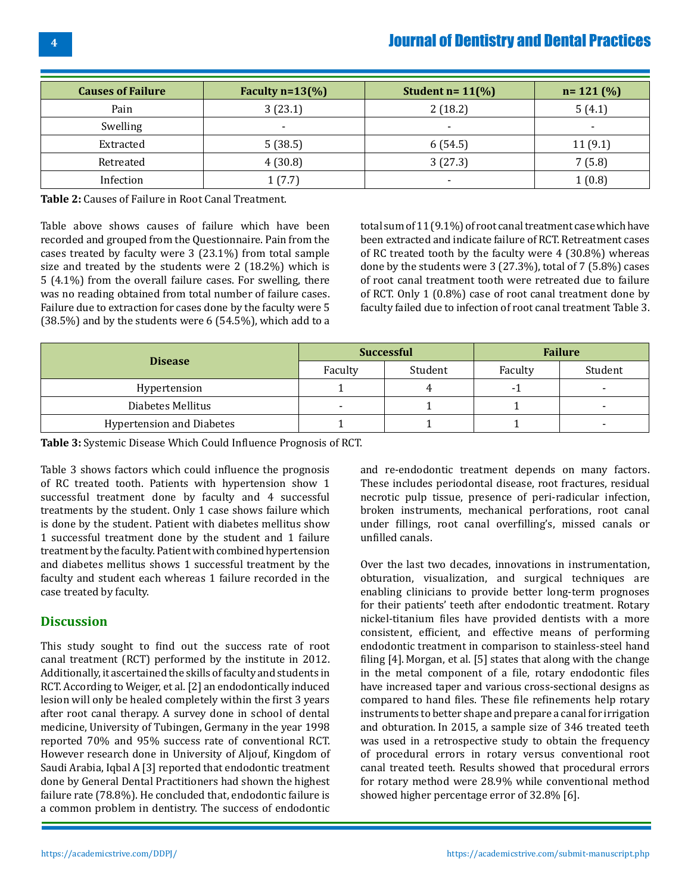| Causes of Failure | Faculty n=13(%) | Student n= 11(%) | n= 121 (%) |
|---|---|---|---|
| Pain | 3 (23.1) | 2 (18.2) | 5 (4.1) |
| Swelling | - | - | - |
| Extracted | 5 (38.5) | 6 (54.5) | 11 (9.1) |
| Retreated | 4 (30.8) | 3 (27.3) | 7 (5.8) |
| Infection | 1 (7.7) | - | 1 (0.8) |

**Table 2:** Causes of Failure in Root Canal Treatment.

Table above shows causes of failure which have been recorded and grouped from the Questionnaire. Pain from the cases treated by faculty were 3 (23.1%) from total sample size and treated by the students were 2 (18.2%) which is 5 (4.1%) from the overall failure cases. For swelling, there was no reading obtained from total number of failure cases. Failure due to extraction for cases done by the faculty were 5 (38.5%) and by the students were 6 (54.5%), which add to a total sum of 11 (9.1%) of root canal treatment case which have been extracted and indicate failure of RCT. Retreatment cases of RC treated tooth by the faculty were 4 (30.8%) whereas done by the students were 3 (27.3%), total of 7 (5.8%) cases of root canal treatment tooth were retreated due to failure of RCT. Only 1 (0.8%) case of root canal treatment done by faculty failed due to infection of root canal treatment Table 3.

| Disease | Successful | | Failure | |
|---|---|---|---|---|
| | Faculty | Student | Faculty | Student |
| Hypertension | 1 | 4 | -1 | - |
| Diabetes Mellitus | - | 1 | 1 | - |
| Hypertension and Diabetes | 1 | 1 | 1 | - |

**Table 3:** Systemic Disease Which Could Influence Prognosis of RCT.

Table 3 shows factors which could influence the prognosis of RC treated tooth. Patients with hypertension show 1 successful treatment done by faculty and 4 successful treatments by the student. Only 1 case shows failure which is done by the student. Patient with diabetes mellitus show 1 successful treatment done by the student and 1 failure treatment by the faculty. Patient with combined hypertension and diabetes mellitus shows 1 successful treatment by the faculty and student each whereas 1 failure recorded in the case treated by faculty.

## Discussion

This study sought to find out the success rate of root canal treatment (RCT) performed by the institute in 2012. Additionally, it ascertained the skills of faculty and students in RCT. According to Weiger, et al. [2] an endodontically induced lesion will only be healed completely within the first 3 years after root canal therapy. A survey done in school of dental medicine, University of Tubingen, Germany in the year 1998 reported 70% and 95% success rate of conventional RCT. However research done in University of Aljouf, Kingdom of Saudi Arabia, Iqbal A [3] reported that endodontic treatment done by General Dental Practitioners had shown the highest failure rate (78.8%). He concluded that, endodontic failure is a common problem in dentistry. The success of endodontic and re-endodontic treatment depends on many factors. These includes periodontal disease, root fractures, residual necrotic pulp tissue, presence of peri-radicular infection, broken instruments, mechanical perforations, root canal under fillings, root canal overfilling's, missed canals or unfilled canals.

Over the last two decades, innovations in instrumentation, obturation, visualization, and surgical techniques are enabling clinicians to provide better long-term prognoses for their patients' teeth after endodontic treatment. Rotary nickel-titanium files have provided dentists with a more consistent, efficient, and effective means of performing endodontic treatment in comparison to stainless-steel hand filing [4]. Morgan, et al. [5] states that along with the change in the metal component of a file, rotary endodontic files have increased taper and various cross-sectional designs as compared to hand files. These file refinements help rotary instruments to better shape and prepare a canal for irrigation and obturation. In 2015, a sample size of 346 treated teeth was used in a retrospective study to obtain the frequency of procedural errors in rotary versus conventional root canal treated teeth. Results showed that procedural errors for rotary method were 28.9% while conventional method showed higher percentage error of 32.8% [6].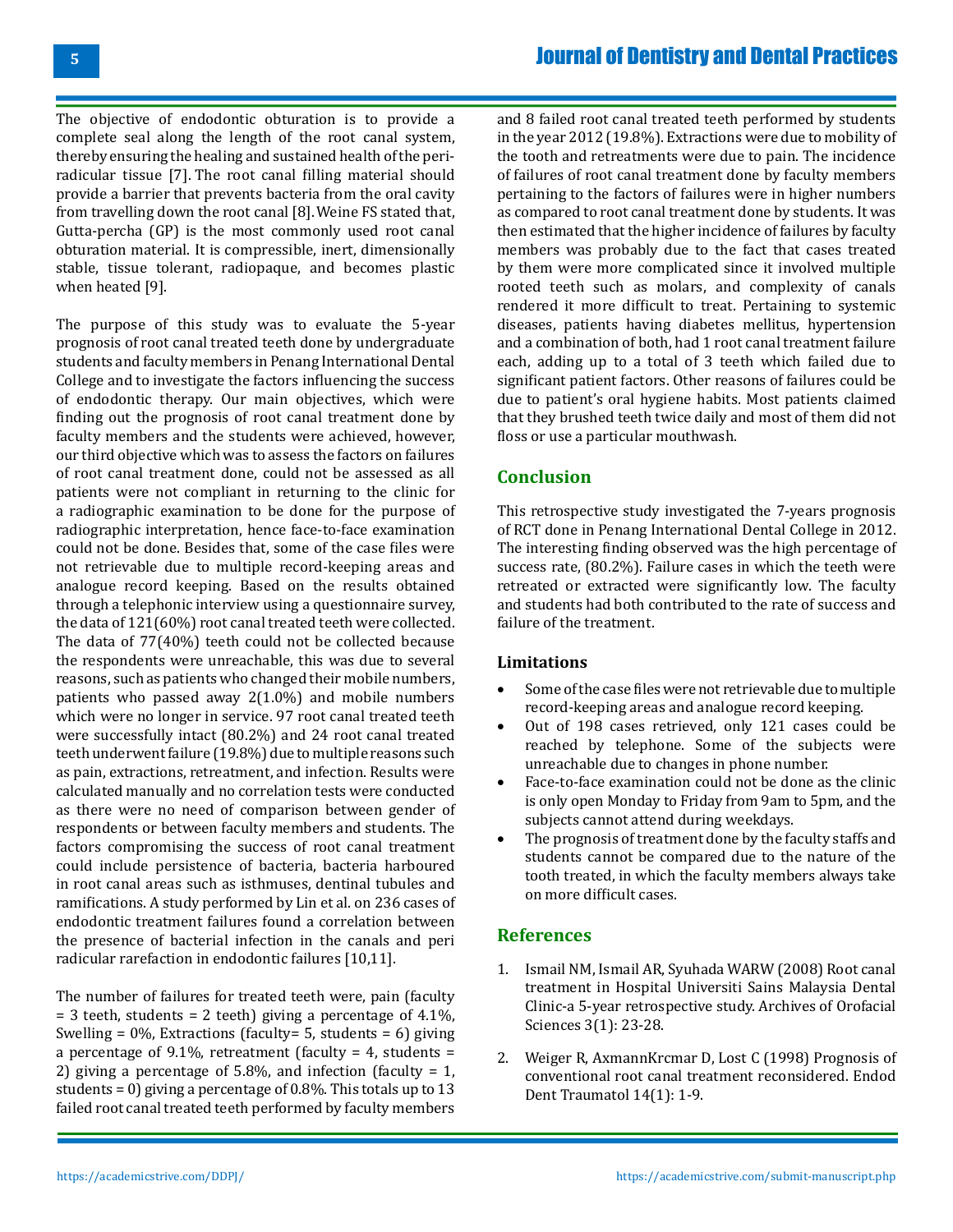The objective of endodontic obturation is to provide a complete seal along the length of the root canal system, thereby ensuring the healing and sustained health of the peri-radicular tissue [7]. The root canal filling material should provide a barrier that prevents bacteria from the oral cavity from travelling down the root canal [8]. Weine FS stated that, Gutta-percha (GP) is the most commonly used root canal obturation material. It is compressible, inert, dimensionally stable, tissue tolerant, radiopaque, and becomes plastic when heated [9].

The purpose of this study was to evaluate the 5-year prognosis of root canal treated teeth done by undergraduate students and faculty members in Penang International Dental College and to investigate the factors influencing the success of endodontic therapy. Our main objectives, which were finding out the prognosis of root canal treatment done by faculty members and the students were achieved, however, our third objective which was to assess the factors on failures of root canal treatment done, could not be assessed as all patients were not compliant in returning to the clinic for a radiographic examination to be done for the purpose of radiographic interpretation, hence face-to-face examination could not be done. Besides that, some of the case files were not retrievable due to multiple record-keeping areas and analogue record keeping. Based on the results obtained through a telephonic interview using a questionnaire survey, the data of 121(60%) root canal treated teeth were collected. The data of 77(40%) teeth could not be collected because the respondents were unreachable, this was due to several reasons, such as patients who changed their mobile numbers, patients who passed away 2(1.0%) and mobile numbers which were no longer in service. 97 root canal treated teeth were successfully intact (80.2%) and 24 root canal treated teeth underwent failure (19.8%) due to multiple reasons such as pain, extractions, retreatment, and infection. Results were calculated manually and no correlation tests were conducted as there were no need of comparison between gender of respondents or between faculty members and students. The factors compromising the success of root canal treatment could include persistence of bacteria, bacteria harboured in root canal areas such as isthmuses, dentinal tubules and ramifications. A study performed by Lin et al. on 236 cases of endodontic treatment failures found a correlation between the presence of bacterial infection in the canals and peri radicular rarefaction in endodontic failures [10,11].

The number of failures for treated teeth were, pain (faculty = 3 teeth, students = 2 teeth) giving a percentage of 4.1%, Swelling = 0%, Extractions (faculty= 5, students = 6) giving a percentage of 9.1%, retreatment (faculty = 4, students = 2) giving a percentage of 5.8%, and infection (faculty = 1, students = 0) giving a percentage of 0.8%. This totals up to 13 failed root canal treated teeth performed by faculty members and 8 failed root canal treated teeth performed by students in the year 2012 (19.8%). Extractions were due to mobility of the tooth and retreatments were due to pain. The incidence of failures of root canal treatment done by faculty members pertaining to the factors of failures were in higher numbers as compared to root canal treatment done by students. It was then estimated that the higher incidence of failures by faculty members was probably due to the fact that cases treated by them were more complicated since it involved multiple rooted teeth such as molars, and complexity of canals rendered it more difficult to treat. Pertaining to systemic diseases, patients having diabetes mellitus, hypertension and a combination of both, had 1 root canal treatment failure each, adding up to a total of 3 teeth which failed due to significant patient factors. Other reasons of failures could be due to patient's oral hygiene habits. Most patients claimed that they brushed teeth twice daily and most of them did not floss or use a particular mouthwash.

## Conclusion

This retrospective study investigated the 7-years prognosis of RCT done in Penang International Dental College in 2012. The interesting finding observed was the high percentage of success rate, (80.2%). Failure cases in which the teeth were retreated or extracted were significantly low. The faculty and students had both contributed to the rate of success and failure of the treatment.

### Limitations

- Some of the case files were not retrievable due to multiple record-keeping areas and analogue record keeping.
- Out of 198 cases retrieved, only 121 cases could be reached by telephone. Some of the subjects were unreachable due to changes in phone number.
- Face-to-face examination could not be done as the clinic is only open Monday to Friday from 9am to 5pm, and the subjects cannot attend during weekdays.
- The prognosis of treatment done by the faculty staffs and students cannot be compared due to the nature of the tooth treated, in which the faculty members always take on more difficult cases.

## References

1. Ismail NM, Ismail AR, Syuhada WARW (2008) Root canal treatment in Hospital Universiti Sains Malaysia Dental Clinic-a 5-year retrospective study. Archives of Orofacial Sciences 3(1): 23-28.

2. Weiger R, AxmannKrcmar D, Lost C (1998) Prognosis of conventional root canal treatment reconsidered. Endod Dent Traumatol 14(1): 1-9.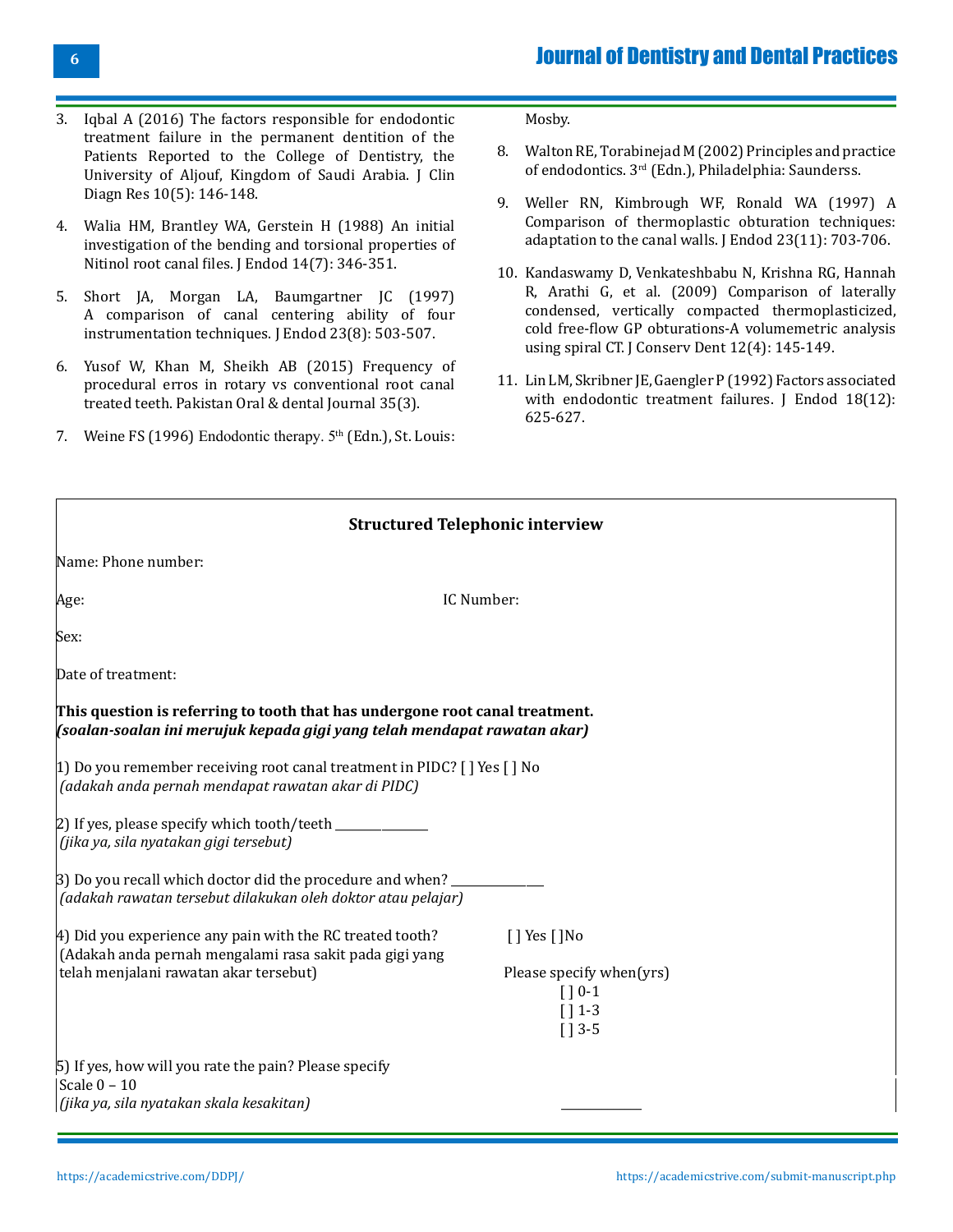3. Iqbal A (2016) The factors responsible for endodontic treatment failure in the permanent dentition of the Patients Reported to the College of Dentistry, the University of Aljouf, Kingdom of Saudi Arabia. J Clin Diagn Res 10(5): 146-148.

4. Walia HM, Brantley WA, Gerstein H (1988) An initial investigation of the bending and torsional properties of Nitinol root canal files. J Endod 14(7): 346-351.

5. Short JA, Morgan LA, Baumgartner JC (1997) A comparison of canal centering ability of four instrumentation techniques. J Endod 23(8): 503-507.

6. Yusof W, Khan M, Sheikh AB (2015) Frequency of procedural erros in rotary vs conventional root canal treated teeth. Pakistan Oral & dental Journal 35(3).

7. Weine FS (1996) Endodontic therapy. 5th (Edn.), St. Louis: Mosby.

8. Walton RE, Torabinejad M (2002) Principles and practice of endodontics. 3rd (Edn.), Philadelphia: Saunderss.

9. Weller RN, Kimbrough WF, Ronald WA (1997) A Comparison of thermoplastic obturation techniques: adaptation to the canal walls. J Endod 23(11): 703-706.

10. Kandaswamy D, Venkateshbabu N, Krishna RG, Hannah R, Arathi G, et al. (2009) Comparison of laterally condensed, vertically compacted thermoplasticized, cold free-flow GP obturations-A volumemetric analysis using spiral CT. J Conserv Dent 12(4): 145-149.

11. Lin LM, Skribner JE, Gaengler P (1992) Factors associated with endodontic treatment failures. J Endod 18(12): 625-627.

**Structured Telephonic interview**

Name: Phone number:

Age: IC Number:

Sex:

Date of treatment:

**This question is referring to tooth that has undergone root canal treatment.**
***(soalan-soalan ini merujuk kepada gigi yang telah mendapat rawatan akar)***

1) Do you remember receiving root canal treatment in PIDC? [ ] Yes [ ] No
*(adakah anda pernah mendapat rawatan akar di PIDC)*

2) If yes, please specify which tooth/teeth _______________
*(jika ya, sila nyatakan gigi tersebut)*

3) Do you recall which doctor did the procedure and when? _______________
*(adakah rawatan tersebut dilakukan oleh doktor atau pelajar)*

4) Did you experience any pain with the RC treated tooth? [ ] Yes [ ]No
(Adakah anda pernah mengalami rasa sakit pada gigi yang telah menjalani rawatan akar tersebut)

Please specify when(yrs)
[ ] 0-1
[ ] 1-3
[ ] 3-5

5) If yes, how will you rate the pain? Please specify
Scale 0 – 10
*(jika ya, sila nyatakan skala kesakitan)* _____________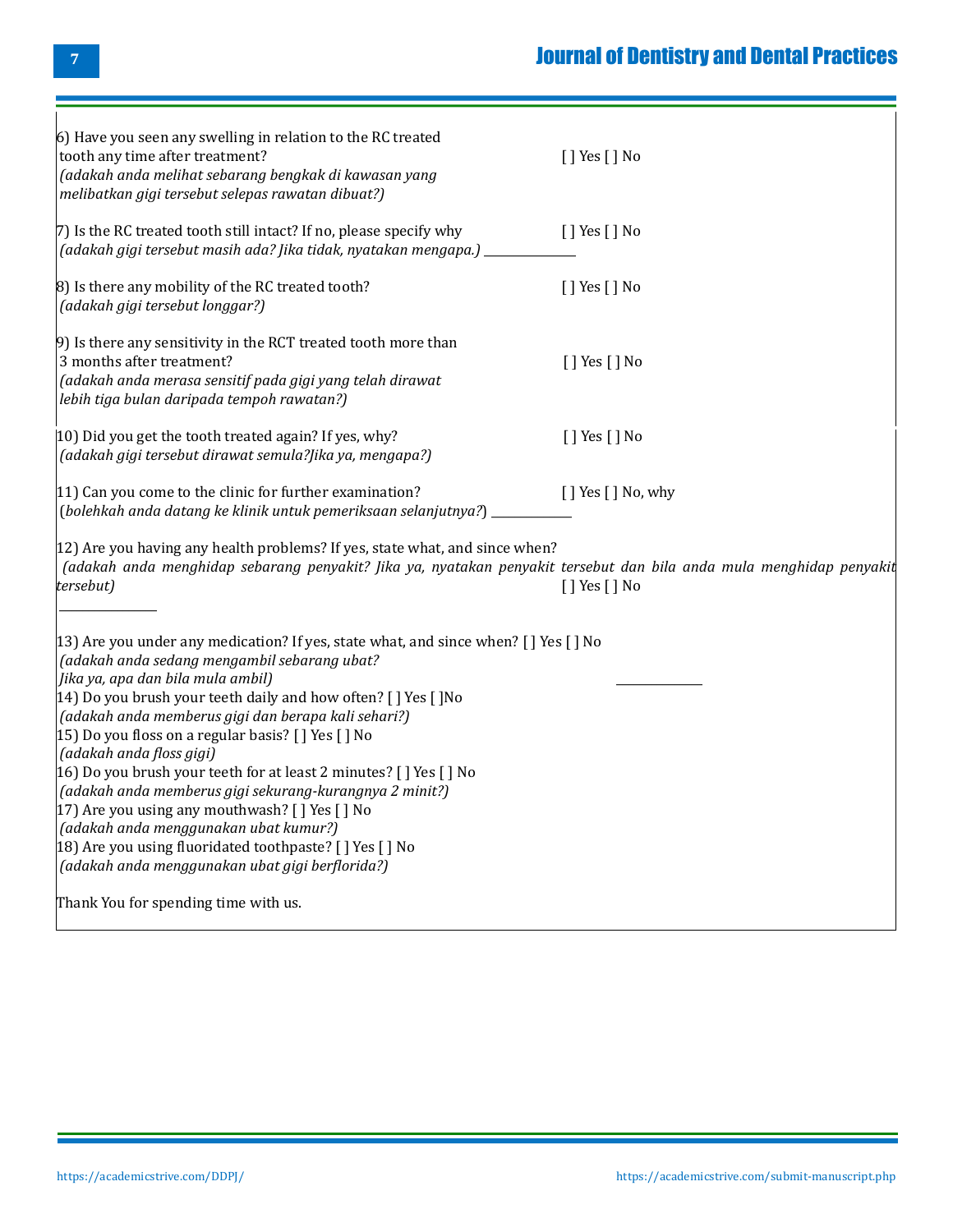6) Have you seen any swelling in relation to the RC treated tooth any time after treatment? [ ] Yes [ ] No
*(adakah anda melihat sebarang bengkak di kawasan yang melibatkan gigi tersebut selepas rawatan dibuat?)*

7) Is the RC treated tooth still intact? If no, please specify why [ ] Yes [ ] No
*(adakah gigi tersebut masih ada? Jika tidak, nyatakan mengapa.)* ______________

8) Is there any mobility of the RC treated tooth? [ ] Yes [ ] No
*(adakah gigi tersebut longgar?)*

9) Is there any sensitivity in the RCT treated tooth more than 3 months after treatment? [ ] Yes [ ] No
*(adakah anda merasa sensitif pada gigi yang telah dirawat lebih tiga bulan daripada tempoh rawatan?)*

10) Did you get the tooth treated again? If yes, why? [ ] Yes [ ] No
*(adakah gigi tersebut dirawat semula?Jika ya, mengapa?)*

11) Can you come to the clinic for further examination? [ ] Yes [ ] No, why
(*bolehkah anda datang ke klinik untuk pemeriksaan selanjutnya?*) ____________

12) Are you having any health problems? If yes, state what, and since when?
*(adakah anda menghidap sebarang penyakit? Jika ya, nyatakan penyakit tersebut dan bila anda mula menghidap penyakit tersebut)* [ ] Yes [ ] No

_______________

13) Are you under any medication? If yes, state what, and since when? [ ] Yes [ ] No
*(adakah anda sedang mengambil sebarang ubat? Jika ya, apa dan bila mula ambil)* _____________

14) Do you brush your teeth daily and how often? [ ] Yes [ ]No
*(adakah anda memberus gigi dan berapa kali sehari?)*

15) Do you floss on a regular basis? [ ] Yes [ ] No
*(adakah anda floss gigi)*

16) Do you brush your teeth for at least 2 minutes? [ ] Yes [ ] No
*(adakah anda memberus gigi sekurang-kurangnya 2 minit?)*

17) Are you using any mouthwash? [ ] Yes [ ] No
*(adakah anda menggunakan ubat kumur?)*

18) Are you using fluoridated toothpaste? [ ] Yes [ ] No
*(adakah anda menggunakan ubat gigi berflorida?)*

Thank You for spending time with us.